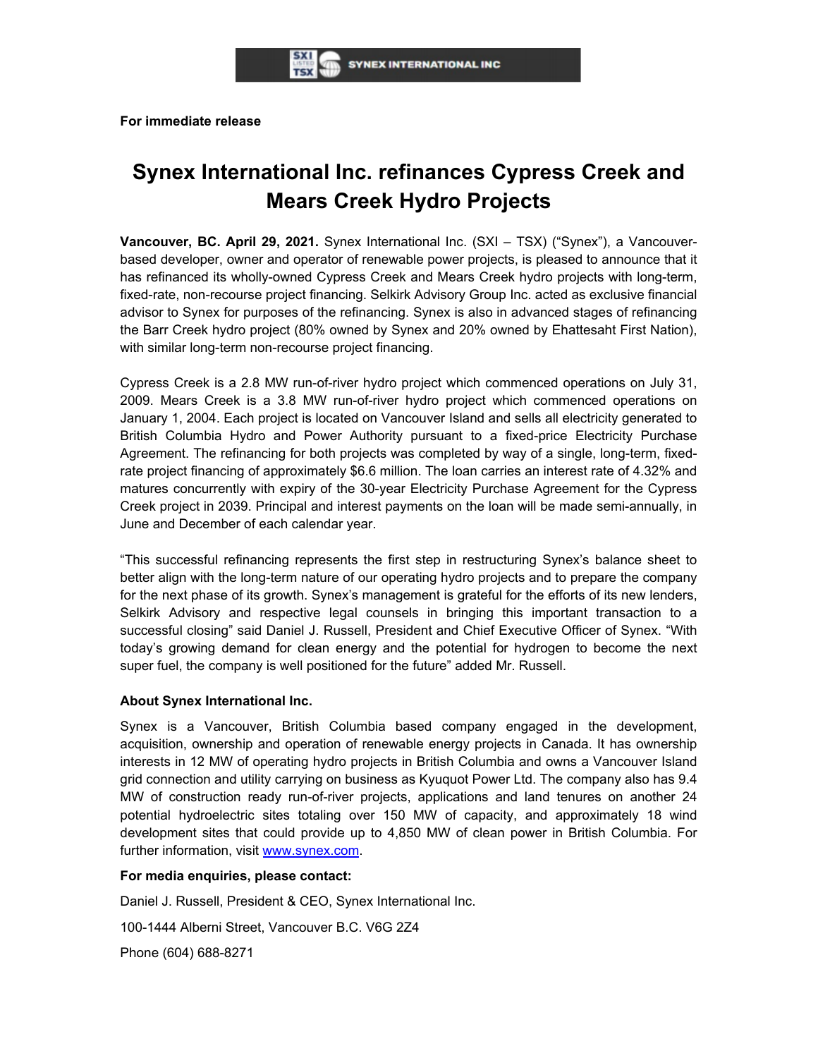**For immediate release**

# Synex International Inc. refinances Cypress Creek and Mears Creek Hydro Projects

**Vancouver, BC. April 29, 2021.** Synex International Inc. (SXI – TSX) ("Synex"), a Vancouver-based developer, owner and operator of renewable power projects, is pleased to announce that it has refinanced its wholly-owned Cypress Creek and Mears Creek hydro projects with long-term, fixed-rate, non-recourse project financing. Selkirk Advisory Group Inc. acted as exclusive financial advisor to Synex for purposes of the refinancing. Synex is also in advanced stages of refinancing the Barr Creek hydro project (80% owned by Synex and 20% owned by Ehattesaht First Nation), with similar long-term non-recourse project financing.

Cypress Creek is a 2.8 MW run-of-river hydro project which commenced operations on July 31, 2009. Mears Creek is a 3.8 MW run-of-river hydro project which commenced operations on January 1, 2004. Each project is located on Vancouver Island and sells all electricity generated to British Columbia Hydro and Power Authority pursuant to a fixed-price Electricity Purchase Agreement. The refinancing for both projects was completed by way of a single, long-term, fixed-rate project financing of approximately $6.6 million. The loan carries an interest rate of 4.32% and matures concurrently with expiry of the 30-year Electricity Purchase Agreement for the Cypress Creek project in 2039. Principal and interest payments on the loan will be made semi-annually, in June and December of each calendar year.

"This successful refinancing represents the first step in restructuring Synex's balance sheet to better align with the long-term nature of our operating hydro projects and to prepare the company for the next phase of its growth. Synex's management is grateful for the efforts of its new lenders, Selkirk Advisory and respective legal counsels in bringing this important transaction to a successful closing" said Daniel J. Russell, President and Chief Executive Officer of Synex. "With today's growing demand for clean energy and the potential for hydrogen to become the next super fuel, the company is well positioned for the future" added Mr. Russell.

**About Synex International Inc.**

Synex is a Vancouver, British Columbia based company engaged in the development, acquisition, ownership and operation of renewable energy projects in Canada. It has ownership interests in 12 MW of operating hydro projects in British Columbia and owns a Vancouver Island grid connection and utility carrying on business as Kyuquot Power Ltd. The company also has 9.4 MW of construction ready run-of-river projects, applications and land tenures on another 24 potential hydroelectric sites totaling over 150 MW of capacity, and approximately 18 wind development sites that could provide up to 4,850 MW of clean power in British Columbia. For further information, visit www.synex.com.

**For media enquiries, please contact:**

Daniel J. Russell, President & CEO, Synex International Inc.

100-1444 Alberni Street, Vancouver B.C. V6G 2Z4

Phone (604) 688-8271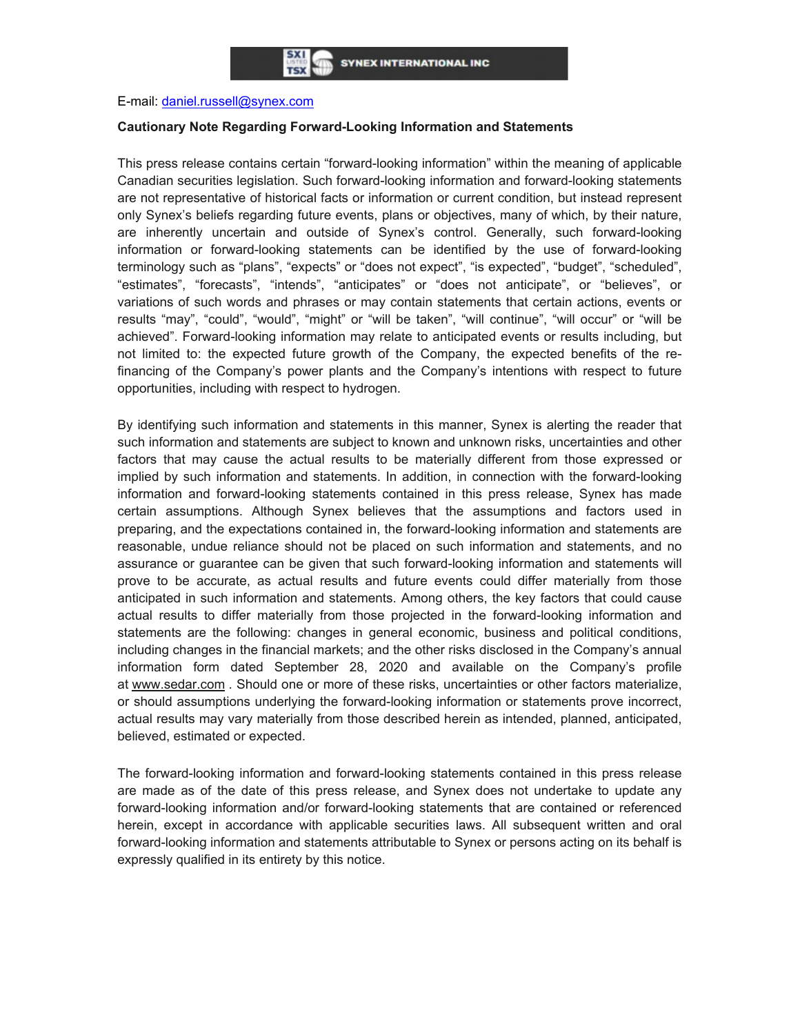E-mail: daniel.russell@synex.com

**Cautionary Note Regarding Forward-Looking Information and Statements**

This press release contains certain "forward-looking information" within the meaning of applicable Canadian securities legislation. Such forward-looking information and forward-looking statements are not representative of historical facts or information or current condition, but instead represent only Synex's beliefs regarding future events, plans or objectives, many of which, by their nature, are inherently uncertain and outside of Synex's control. Generally, such forward-looking information or forward-looking statements can be identified by the use of forward-looking terminology such as "plans", "expects" or "does not expect", "is expected", "budget", "scheduled", "estimates", "forecasts", "intends", "anticipates" or "does not anticipate", or "believes", or variations of such words and phrases or may contain statements that certain actions, events or results "may", "could", "would", "might" or "will be taken", "will continue", "will occur" or "will be achieved". Forward-looking information may relate to anticipated events or results including, but not limited to: the expected future growth of the Company, the expected benefits of the re-financing of the Company's power plants and the Company's intentions with respect to future opportunities, including with respect to hydrogen.

By identifying such information and statements in this manner, Synex is alerting the reader that such information and statements are subject to known and unknown risks, uncertainties and other factors that may cause the actual results to be materially different from those expressed or implied by such information and statements. In addition, in connection with the forward-looking information and forward-looking statements contained in this press release, Synex has made certain assumptions. Although Synex believes that the assumptions and factors used in preparing, and the expectations contained in, the forward-looking information and statements are reasonable, undue reliance should not be placed on such information and statements, and no assurance or guarantee can be given that such forward-looking information and statements will prove to be accurate, as actual results and future events could differ materially from those anticipated in such information and statements. Among others, the key factors that could cause actual results to differ materially from those projected in the forward-looking information and statements are the following: changes in general economic, business and political conditions, including changes in the financial markets; and the other risks disclosed in the Company's annual information form dated September 28, 2020 and available on the Company's profile at www.sedar.com . Should one or more of these risks, uncertainties or other factors materialize, or should assumptions underlying the forward-looking information or statements prove incorrect, actual results may vary materially from those described herein as intended, planned, anticipated, believed, estimated or expected.

The forward-looking information and forward-looking statements contained in this press release are made as of the date of this press release, and Synex does not undertake to update any forward-looking information and/or forward-looking statements that are contained or referenced herein, except in accordance with applicable securities laws. All subsequent written and oral forward-looking information and statements attributable to Synex or persons acting on its behalf is expressly qualified in its entirety by this notice.